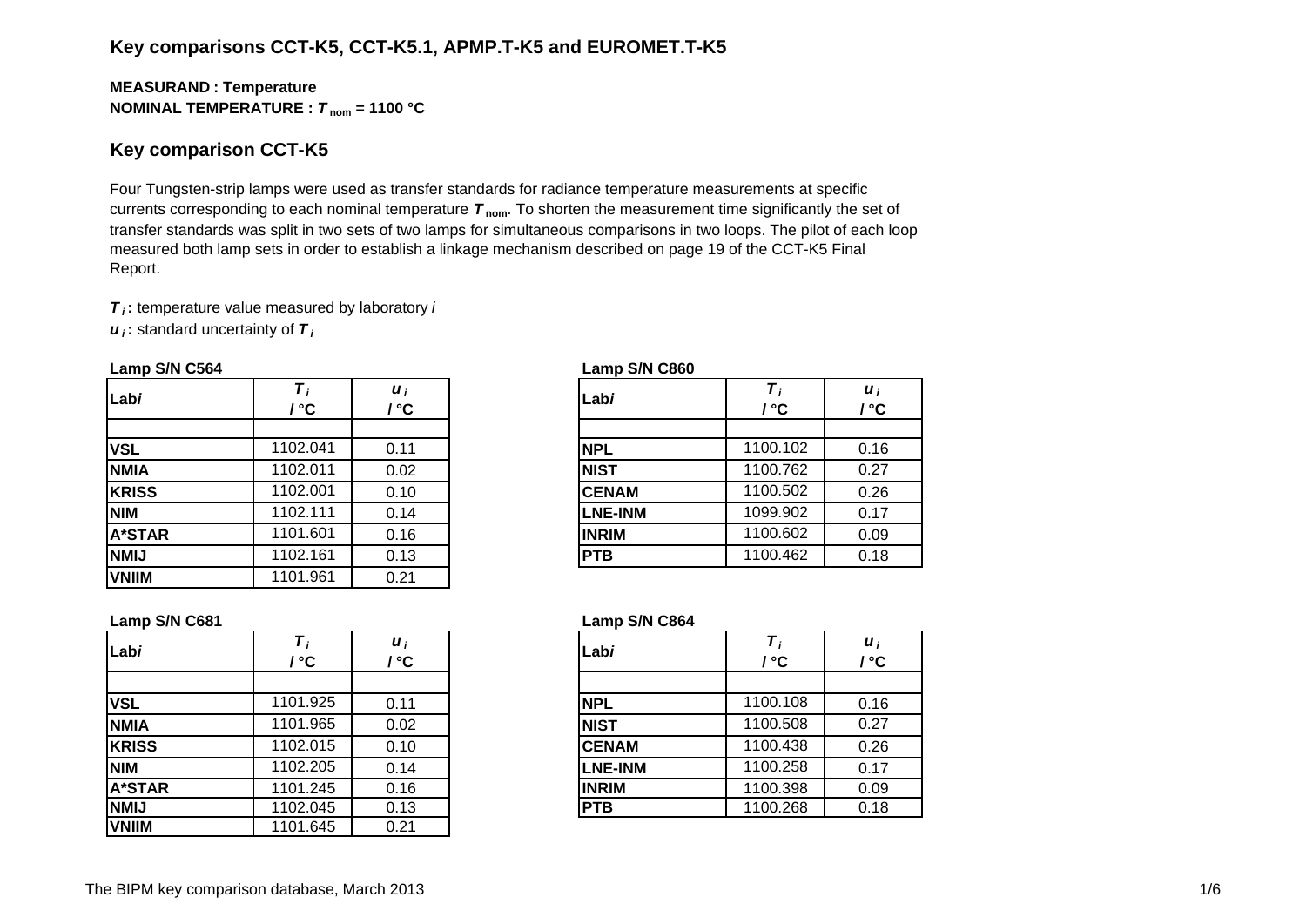## Key comparisons CCT-K5, CCT-K5.1, APMP.T-K5 and EUROMET.T-K5

**MEASURAND : Temperature**
**NOMINAL TEMPERATURE : $T_{nom}$ = 1100 °C**

## Key comparison CCT-K5

Four Tungsten-strip lamps were used as transfer standards for radiance temperature measurements at specific currents corresponding to each nominal temperature $T_{nom}$. To shorten the measurement time significantly the set of transfer standards was split in two sets of two lamps for simultaneous comparisons in two loops. The pilot of each loop measured both lamp sets in order to establish a linkage mechanism described on page 19 of the CCT-K5 Final Report.

$T_i$ **:** temperature value measured by laboratory *i*
$u_i$ **:** standard uncertainty of $T_i$

**Lamp S/N C564**

| Lab*i* | $T_i$ / °C | $u_i$ / °C |
|---|---|---|
| | | |
| **VSL** | 1102.041 | 0.11 |
| **NMIA** | 1102.011 | 0.02 |
| **KRISS** | 1102.001 | 0.10 |
| **NIM** | 1102.111 | 0.14 |
| **A*STAR** | 1101.601 | 0.16 |
| **NMIJ** | 1102.161 | 0.13 |
| **VNIIM** | 1101.961 | 0.21 |

**Lamp S/N C860**

| Lab*i* | $T_i$ / °C | $u_i$ / °C |
|---|---|---|
| | | |
| **NPL** | 1100.102 | 0.16 |
| **NIST** | 1100.762 | 0.27 |
| **CENAM** | 1100.502 | 0.26 |
| **LNE-INM** | 1099.902 | 0.17 |
| **INRIM** | 1100.602 | 0.09 |
| **PTB** | 1100.462 | 0.18 |

**Lamp S/N C681**

| Lab*i* | $T_i$ / °C | $u_i$ / °C |
|---|---|---|
| | | |
| **VSL** | 1101.925 | 0.11 |
| **NMIA** | 1101.965 | 0.02 |
| **KRISS** | 1102.015 | 0.10 |
| **NIM** | 1102.205 | 0.14 |
| **A*STAR** | 1101.245 | 0.16 |
| **NMIJ** | 1102.045 | 0.13 |
| **VNIIM** | 1101.645 | 0.21 |

**Lamp S/N C864**

| Lab*i* | $T_i$ / °C | $u_i$ / °C |
|---|---|---|
| | | |
| **NPL** | 1100.108 | 0.16 |
| **NIST** | 1100.508 | 0.27 |
| **CENAM** | 1100.438 | 0.26 |
| **LNE-INM** | 1100.258 | 0.17 |
| **INRIM** | 1100.398 | 0.09 |
| **PTB** | 1100.268 | 0.18 |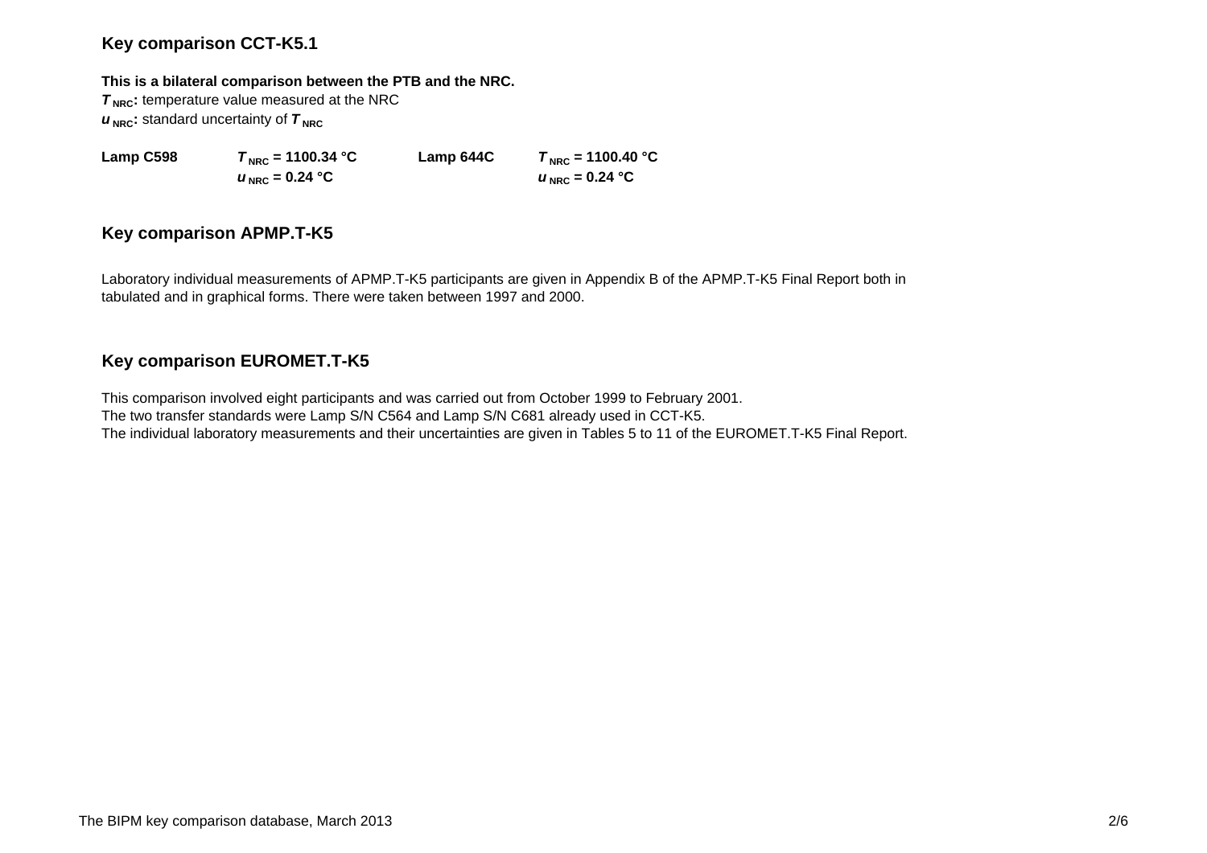## Key comparison CCT-K5.1

**This is a bilateral comparison between the PTB and the NRC.**

***$T_{NRC}$*: temperature value measured at the NRC**

***$u_{NRC}$*: standard uncertainty of *$T_{NRC}$***

| | | | |
|---|---|---|---|
| **Lamp C598** | **$T_{NRC}$ = 1100.34 °C** | **Lamp 644C** | **$T_{NRC}$ = 1100.40 °C** |
| | **$u_{NRC}$ = 0.24 °C** | | **$u_{NRC}$ = 0.24 °C** |

## Key comparison APMP.T-K5

Laboratory individual measurements of APMP.T-K5 participants are given in Appendix B of the APMP.T-K5 Final Report both in tabulated and in graphical forms. There were taken between 1997 and 2000.

## Key comparison EUROMET.T-K5

This comparison involved eight participants and was carried out from October 1999 to February 2001.
The two transfer standards were Lamp S/N C564 and Lamp S/N C681 already used in CCT-K5.
The individual laboratory measurements and their uncertainties are given in Tables 5 to 11 of the EUROMET.T-K5 Final Report.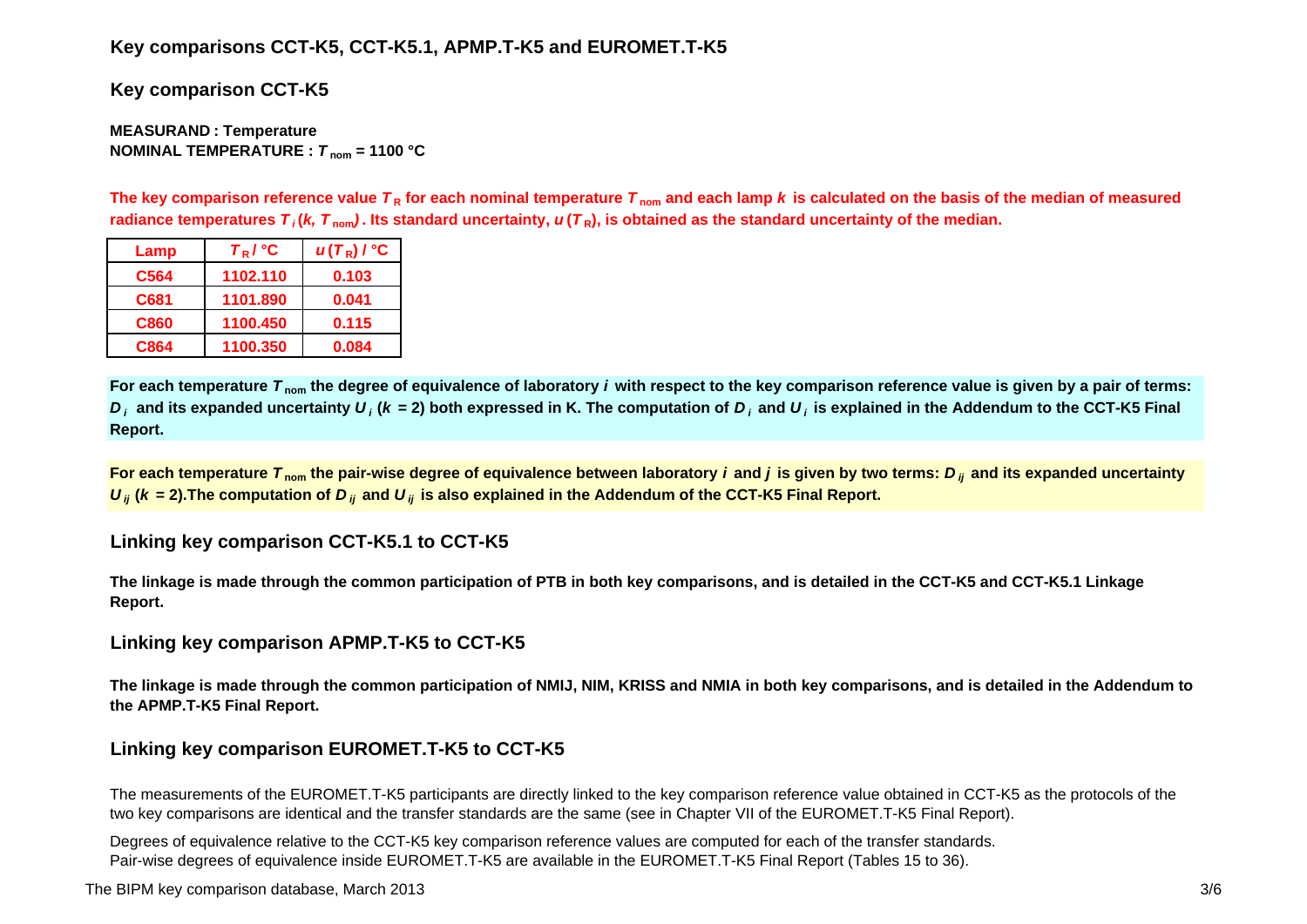## Key comparisons CCT-K5, CCT-K5.1, APMP.T-K5 and EUROMET.T-K5

## Key comparison CCT-K5

**MEASURAND : Temperature**
**NOMINAL TEMPERATURE : $T_{nom}$ = 1100 °C**

**The key comparison reference value $T_R$ for each nominal temperature $T_{nom}$ and each lamp $k$ is calculated on the basis of the median of measured radiance temperatures $T_i(k, T_{nom})$. Its standard uncertainty, $u(T_R)$, is obtained as the standard uncertainty of the median.**

| Lamp | $T_R$ / °C | $u(T_R)$ / °C |
|---|---|---|
| C564 | 1102.110 | 0.103 |
| C681 | 1101.890 | 0.041 |
| C860 | 1100.450 | 0.115 |
| C864 | 1100.350 | 0.084 |

**For each temperature $T_{nom}$ the degree of equivalence of laboratory $i$ with respect to the key comparison reference value is given by a pair of terms: $D_i$ and its expanded uncertainty $U_i$ ($k$ = 2) both expressed in K. The computation of $D_i$ and $U_i$ is explained in the Addendum to the CCT-K5 Final Report.**

**For each temperature $T_{nom}$ the pair-wise degree of equivalence between laboratory $i$ and $j$ is given by two terms: $D_{ij}$ and its expanded uncertainty $U_{ij}$ ($k$ = 2).The computation of $D_{ij}$ and $U_{ij}$ is also explained in the Addendum of the CCT-K5 Final Report.**

## Linking key comparison CCT-K5.1 to CCT-K5

**The linkage is made through the common participation of PTB in both key comparisons, and is detailed in the CCT-K5 and CCT-K5.1 Linkage Report.**

## Linking key comparison APMP.T-K5 to CCT-K5

**The linkage is made through the common participation of NMIJ, NIM, KRISS and NMIA in both key comparisons, and is detailed in the Addendum to the APMP.T-K5 Final Report.**

## Linking key comparison EUROMET.T-K5 to CCT-K5

The measurements of the EUROMET.T-K5 participants are directly linked to the key comparison reference value obtained in CCT-K5 as the protocols of the two key comparisons are identical and the transfer standards are the same (see in Chapter VII of the EUROMET.T-K5 Final Report).

Degrees of equivalence relative to the CCT-K5 key comparison reference values are computed for each of the transfer standards.
Pair-wise degrees of equivalence inside EUROMET.T-K5 are available in the EUROMET.T-K5 Final Report (Tables 15 to 36).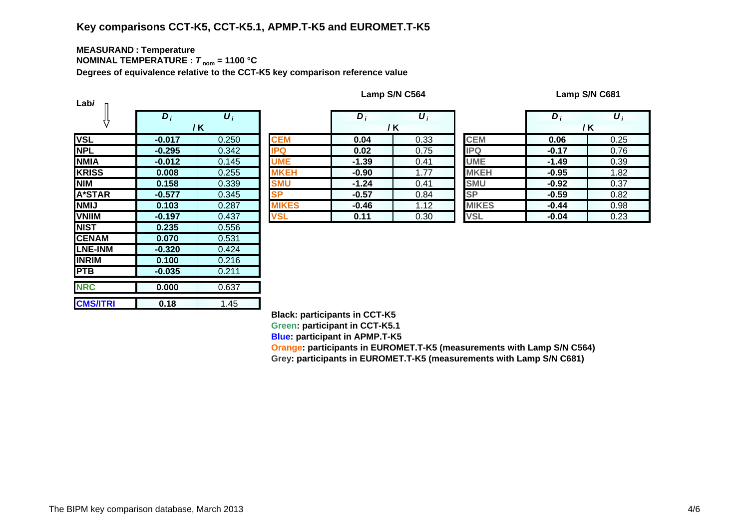## Key comparisons CCT-K5, CCT-K5.1, APMP.T-K5 and EUROMET.T-K5

**MEASURAND : Temperature**
**NOMINAL TEMPERATURE : $T_{nom}$ = 1100 °C**
**Degrees of equivalence relative to the CCT-K5 key comparison reference value**

| Lab $i$ | $D_i$ / K | $U_i$ / K |
|---|---|---|
| VSL | -0.017 | 0.250 |
| NPL | -0.295 | 0.342 |
| NMIA | -0.012 | 0.145 |
| KRISS | 0.008 | 0.255 |
| NIM | 0.158 | 0.339 |
| A*STAR | -0.577 | 0.345 |
| NMIJ | 0.103 | 0.287 |
| VNIIM | -0.197 | 0.437 |
| NIST | 0.235 | 0.556 |
| CENAM | 0.070 | 0.531 |
| LNE-INM | -0.320 | 0.424 |
| INRIM | 0.100 | 0.216 |
| PTB | -0.035 | 0.211 |
| NRC | 0.000 | 0.637 |
| CMS/ITRI | 0.18 | 1.45 |

**Lamp S/N C564**

| Lab $i$ | $D_i$ / K | $U_i$ / K |
|---|---|---|
| CEM | 0.04 | 0.33 |
| IPQ | 0.02 | 0.75 |
| UME | -1.39 | 0.41 |
| MKEH | -0.90 | 1.77 |
| SMU | -1.24 | 0.41 |
| SP | -0.57 | 0.84 |
| MIKES | -0.46 | 1.12 |
| VSL | 0.11 | 0.30 |

**Lamp S/N C681**

| Lab $i$ | $D_i$ / K | $U_i$ / K |
|---|---|---|
| CEM | 0.06 | 0.25 |
| IPQ | -0.17 | 0.76 |
| UME | -1.49 | 0.39 |
| MKEH | -0.95 | 1.82 |
| SMU | -0.92 | 0.37 |
| SP | -0.59 | 0.82 |
| MIKES | -0.44 | 0.98 |
| VSL | -0.04 | 0.23 |

**Black: participants in CCT-K5**
**Green: participant in CCT-K5.1**
**Blue: participant in APMP.T-K5**
**Orange: participants in EUROMET.T-K5 (measurements with Lamp S/N C564)**
**Grey: participants in EUROMET.T-K5 (measurements with Lamp S/N C681)**

The BIPM key comparison database, March 2013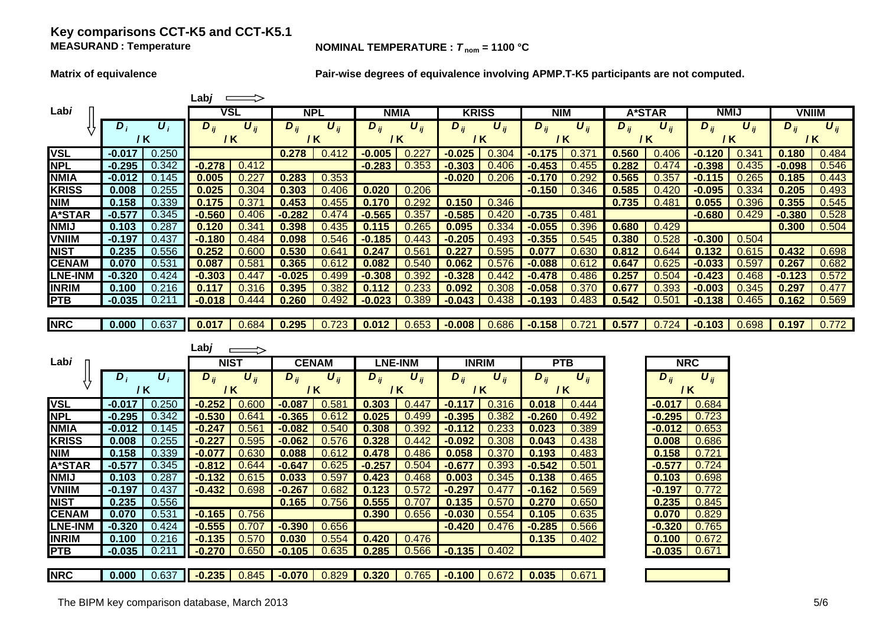# Key comparisons CCT-K5 and CCT-K5.1

**MEASURAND : Temperature**

**NOMINAL TEMPERATURE : $T_{nom}$ = 1100 °C**

**Matrix of equivalence**

**Pair-wise degrees of equivalence involving APMP.T-K5 participants are not computed.**

| Lab*i* | $D_i$ / K | $U_i$ / K | VSL $D_{ij}$ / K | VSL $U_{ij}$ / K | NPL $D_{ij}$ / K | NPL $U_{ij}$ / K | NMIA $D_{ij}$ / K | NMIA $U_{ij}$ / K | KRISS $D_{ij}$ / K | KRISS $U_{ij}$ / K | NIM $D_{ij}$ / K | NIM $U_{ij}$ / K | A*STAR $D_{ij}$ / K | A*STAR $U_{ij}$ / K | NMIJ $D_{ij}$ / K | NMIJ $U_{ij}$ / K | VNIIM $D_{ij}$ / K | VNIIM $U_{ij}$ / K |
|---|---|---|---|---|---|---|---|---|---|---|---|---|---|---|---|---|---|---|
| VSL | -0.017 | 0.250 | | | 0.278 | 0.412 | -0.005 | 0.227 | -0.025 | 0.304 | -0.175 | 0.371 | 0.560 | 0.406 | -0.120 | 0.341 | 0.180 | 0.484 |
| NPL | -0.295 | 0.342 | -0.278 | 0.412 | | | -0.283 | 0.353 | -0.303 | 0.406 | -0.453 | 0.455 | 0.282 | 0.474 | -0.398 | 0.435 | -0.098 | 0.546 |
| NMIA | -0.012 | 0.145 | 0.005 | 0.227 | 0.283 | 0.353 | | | -0.020 | 0.206 | -0.170 | 0.292 | 0.565 | 0.357 | -0.115 | 0.265 | 0.185 | 0.443 |
| KRISS | 0.008 | 0.255 | 0.025 | 0.304 | 0.303 | 0.406 | 0.020 | 0.206 | | | -0.150 | 0.346 | 0.585 | 0.420 | -0.095 | 0.334 | 0.205 | 0.493 |
| NIM | 0.158 | 0.339 | 0.175 | 0.371 | 0.453 | 0.455 | 0.170 | 0.292 | 0.150 | 0.346 | | | 0.735 | 0.481 | 0.055 | 0.396 | 0.355 | 0.545 |
| A*STAR | -0.577 | 0.345 | -0.560 | 0.406 | -0.282 | 0.474 | -0.565 | 0.357 | -0.585 | 0.420 | -0.735 | 0.481 | | | -0.680 | 0.429 | -0.380 | 0.528 |
| NMIJ | 0.103 | 0.287 | 0.120 | 0.341 | 0.398 | 0.435 | 0.115 | 0.265 | 0.095 | 0.334 | -0.055 | 0.396 | 0.680 | 0.429 | | | 0.300 | 0.504 |
| VNIIM | -0.197 | 0.437 | -0.180 | 0.484 | 0.098 | 0.546 | -0.185 | 0.443 | -0.205 | 0.493 | -0.355 | 0.545 | 0.380 | 0.528 | -0.300 | 0.504 | | |
| NIST | 0.235 | 0.556 | 0.252 | 0.600 | 0.530 | 0.641 | 0.247 | 0.561 | 0.227 | 0.595 | 0.077 | 0.630 | 0.812 | 0.644 | 0.132 | 0.615 | 0.432 | 0.698 |
| CENAM | 0.070 | 0.531 | 0.087 | 0.581 | 0.365 | 0.612 | 0.082 | 0.540 | 0.062 | 0.576 | -0.088 | 0.612 | 0.647 | 0.625 | -0.033 | 0.597 | 0.267 | 0.682 |
| LNE-INM | -0.320 | 0.424 | -0.303 | 0.447 | -0.025 | 0.499 | -0.308 | 0.392 | -0.328 | 0.442 | -0.478 | 0.486 | 0.257 | 0.504 | -0.423 | 0.468 | -0.123 | 0.572 |
| INRIM | 0.100 | 0.216 | 0.117 | 0.316 | 0.395 | 0.382 | 0.112 | 0.233 | 0.092 | 0.308 | -0.058 | 0.370 | 0.677 | 0.393 | -0.003 | 0.345 | 0.297 | 0.477 |
| PTB | -0.035 | 0.211 | -0.018 | 0.444 | 0.260 | 0.492 | -0.023 | 0.389 | -0.043 | 0.438 | -0.193 | 0.483 | 0.542 | 0.501 | -0.138 | 0.465 | 0.162 | 0.569 |
| NRC | 0.000 | 0.637 | 0.017 | 0.684 | 0.295 | 0.723 | 0.012 | 0.653 | -0.008 | 0.686 | -0.158 | 0.721 | 0.577 | 0.724 | -0.103 | 0.698 | 0.197 | 0.772 |

| Lab*i* | $D_i$ / K | $U_i$ / K | NIST $D_{ij}$ / K | NIST $U_{ij}$ / K | CENAM $D_{ij}$ / K | CENAM $U_{ij}$ / K | LNE-INM $D_{ij}$ / K | LNE-INM $U_{ij}$ / K | INRIM $D_{ij}$ / K | INRIM $U_{ij}$ / K | PTB $D_{ij}$ / K | PTB $U_{ij}$ / K | NRC $D_{ij}$ / K | NRC $U_{ij}$ / K |
|---|---|---|---|---|---|---|---|---|---|---|---|---|---|---|
| VSL | -0.017 | 0.250 | -0.252 | 0.600 | -0.087 | 0.581 | 0.303 | 0.447 | -0.117 | 0.316 | 0.018 | 0.444 | -0.017 | 0.684 |
| NPL | -0.295 | 0.342 | -0.530 | 0.641 | -0.365 | 0.612 | 0.025 | 0.499 | -0.395 | 0.382 | -0.260 | 0.492 | -0.295 | 0.723 |
| NMIA | -0.012 | 0.145 | -0.247 | 0.561 | -0.082 | 0.540 | 0.308 | 0.392 | -0.112 | 0.233 | 0.023 | 0.389 | -0.012 | 0.653 |
| KRISS | 0.008 | 0.255 | -0.227 | 0.595 | -0.062 | 0.576 | 0.328 | 0.442 | -0.092 | 0.308 | 0.043 | 0.438 | 0.008 | 0.686 |
| NIM | 0.158 | 0.339 | -0.077 | 0.630 | 0.088 | 0.612 | 0.478 | 0.486 | 0.058 | 0.370 | 0.193 | 0.483 | 0.158 | 0.721 |
| A*STAR | -0.577 | 0.345 | -0.812 | 0.644 | -0.647 | 0.625 | -0.257 | 0.504 | -0.677 | 0.393 | -0.542 | 0.501 | -0.577 | 0.724 |
| NMIJ | 0.103 | 0.287 | -0.132 | 0.615 | 0.033 | 0.597 | 0.423 | 0.468 | 0.003 | 0.345 | 0.138 | 0.465 | 0.103 | 0.698 |
| VNIIM | -0.197 | 0.437 | -0.432 | 0.698 | -0.267 | 0.682 | 0.123 | 0.572 | -0.297 | 0.477 | -0.162 | 0.569 | -0.197 | 0.772 |
| NIST | 0.235 | 0.556 | | | 0.165 | 0.756 | 0.555 | 0.707 | 0.135 | 0.570 | 0.270 | 0.650 | 0.235 | 0.845 |
| CENAM | 0.070 | 0.531 | -0.165 | 0.756 | | | 0.390 | 0.656 | -0.030 | 0.554 | 0.105 | 0.635 | 0.070 | 0.829 |
| LNE-INM | -0.320 | 0.424 | -0.555 | 0.707 | -0.390 | 0.656 | | | -0.420 | 0.476 | -0.285 | 0.566 | -0.320 | 0.765 |
| INRIM | 0.100 | 0.216 | -0.135 | 0.570 | 0.030 | 0.554 | 0.420 | 0.476 | | | 0.135 | 0.402 | 0.100 | 0.672 |
| PTB | -0.035 | 0.211 | -0.270 | 0.650 | -0.105 | 0.635 | 0.285 | 0.566 | -0.135 | 0.402 | | | -0.035 | 0.671 |
| NRC | 0.000 | 0.637 | -0.235 | 0.845 | -0.070 | 0.829 | 0.320 | 0.765 | -0.100 | 0.672 | 0.035 | 0.671 | | |

The BIPM key comparison database, March 2013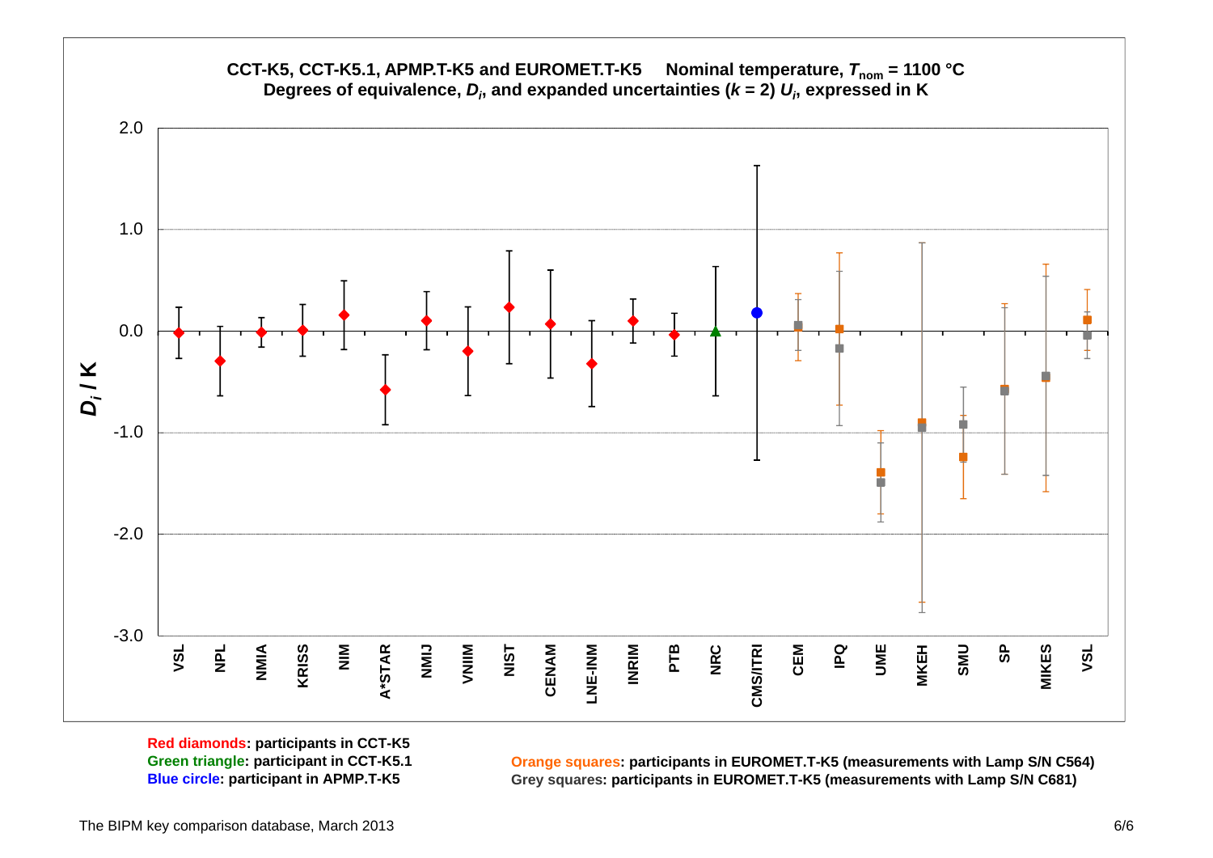CCT-K5, CCT-K5.1, APMP.T-K5 and EUROMET.T-K5 Nominal temperature, $T_{nom}$ = 1100 °C
Degrees of equivalence, $D_i$, and expanded uncertainties ($k$ = 2) $U_i$, expressed in K

$D_i$ / K

2.0
1.0
0.0
-1.0
-2.0
-3.0

VSL
NPL
NMIA
KRISS
NIM
A*STAR
NMIJ
VNIIM
NIST
CENAM
LNE-INM
INRIM
PTB
NRC
CMS/ITRI
CEM
IPQ
UME
MKEH
SMU
SP
MIKES
VSL

**Red diamonds: participants in CCT-K5**
**Green triangle: participant in CCT-K5.1**
**Blue circle: participant in APMP.T-K5**

**Orange squares: participants in EUROMET.T-K5 (measurements with Lamp S/N C564)**
**Grey squares: participants in EUROMET.T-K5 (measurements with Lamp S/N C681)**

The BIPM key comparison database, March 2013